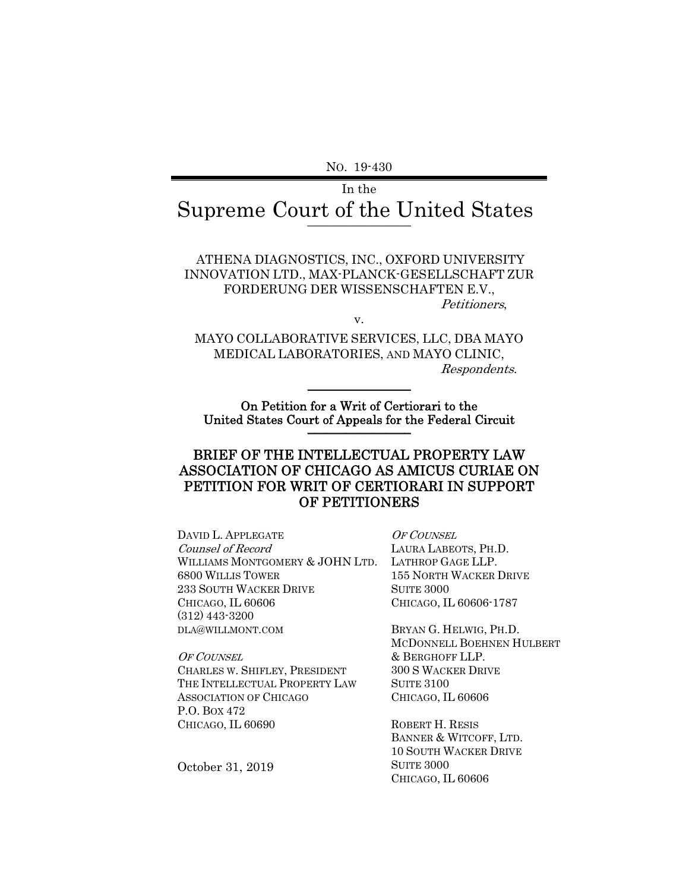No. 19-430

In the

# Supreme Court of the United States

ATHENA DIAGNOSTICS, INC., OXFORD UNIVERSITY INNOVATION LTD., MAX-PLANCK-GESELLSCHAFT ZUR FORDERUNG DER WISSENSCHAFTEN E.V.,

*Petitioners*,

v.

MAYO COLLABORATIVE SERVICES, LLC, DBA MAYO MEDICAL LABORATORIES, AND MAYO CLINIC,

*Respondents*.

**On Petition for a Writ of Certiorari to the United States Court of Appeals for the Federal Circuit**

## BRIEF OF THE INTELLECTUAL PROPERTY LAW ASSOCIATION OF CHICAGO AS AMICUS CURIAE ON PETITION FOR WRIT OF CERTIORARI IN SUPPORT OF PETITIONERS

DAVID L. APPLEGATE
*Counsel of Record*
WILLIAMS MONTGOMERY & JOHN LTD.
6800 WILLIS TOWER
233 SOUTH WACKER DRIVE
CHICAGO, IL 60606
(312) 443-3200
DLA@WILLMONT.COM

*OF COUNSEL*
CHARLES W. SHIFLEY, PRESIDENT
THE INTELLECTUAL PROPERTY LAW ASSOCIATION OF CHICAGO
P.O. BOX 472
CHICAGO, IL 60690

*OF COUNSEL*
LAURA LABEOTS, PH.D.
LATHROP GAGE LLP.
155 NORTH WACKER DRIVE
SUITE 3000
CHICAGO, IL 60606-1787

BRYAN G. HELWIG, PH.D.
MCDONNELL BOEHNEN HULBERT & BERGHOFF LLP.
300 S WACKER DRIVE
SUITE 3100
CHICAGO, IL 60606

ROBERT H. RESIS
BANNER & WITCOFF, LTD.
10 SOUTH WACKER DRIVE
SUITE 3000
CHICAGO, IL 60606

October 31, 2019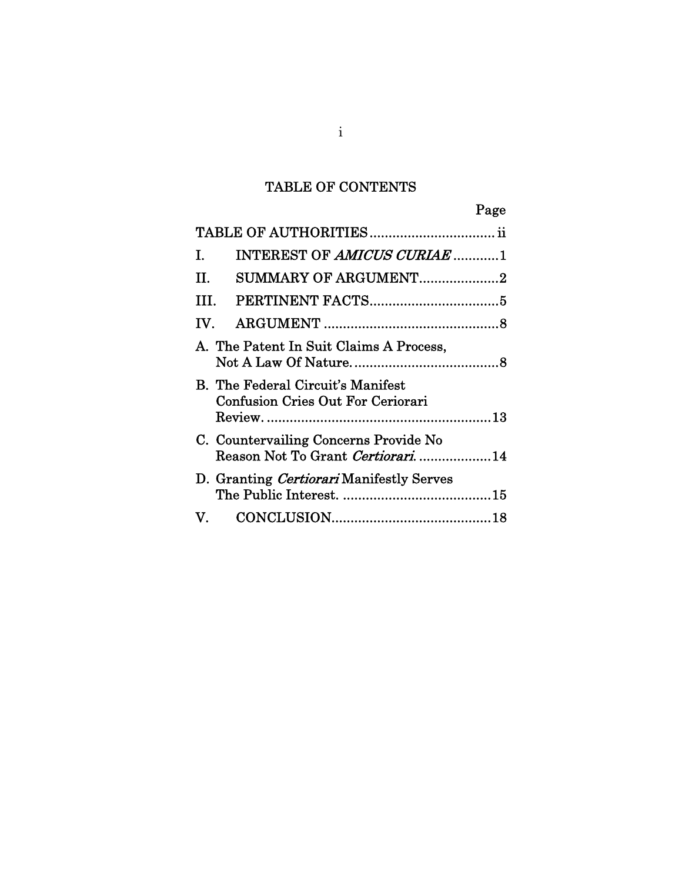# TABLE OF CONTENTS

| | Page |
|---|---|
| TABLE OF AUTHORITIES | ii |
| I. INTEREST OF *AMICUS CURIAE* | 1 |
| II. SUMMARY OF ARGUMENT | 2 |
| III. PERTINENT FACTS | 5 |
| IV. ARGUMENT | 8 |
| A. The Patent In Suit Claims A Process, Not A Law Of Nature. | 8 |
| B. The Federal Circuit's Manifest Confusion Cries Out For Ceriorari Review. | 13 |
| C. Countervailing Concerns Provide No Reason Not To Grant *Certiorari*. | 14 |
| D. Granting *Certiorari* Manifestly Serves The Public Interest. | 15 |
| V. CONCLUSION | 18 |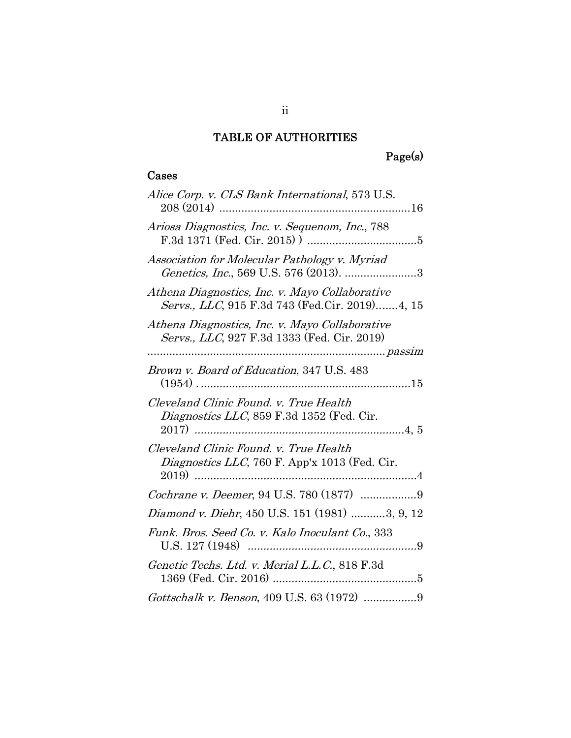# TABLE OF AUTHORITIES

**Page(s)**

## Cases

*Alice Corp. v. CLS Bank International*, 573 U.S. 208 (2014) ............................................................16

*Ariosa Diagnostics, Inc. v. Sequenom, Inc.*, 788 F.3d 1371 (Fed. Cir. 2015) ) ..................................5

*Association for Molecular Pathology v. Myriad Genetics, Inc.*, 569 U.S. 576 (2013). .......................3

*Athena Diagnostics, Inc. v. Mayo Collaborative Servs., LLC*, 915 F.3d 743 (Fed.Cir. 2019).......4, 15

*Athena Diagnostics, Inc. v. Mayo Collaborative Servs., LLC*, 927 F.3d 1333 (Fed. Cir. 2019) ........................................................................... *passim*

*Brown v. Board of Education*, 347 U.S. 483 (1954) . ...................................................................15

*Cleveland Clinic Found. v. True Health Diagnostics LLC*, 859 F.3d 1352 (Fed. Cir. 2017) ..................................................................4, 5

*Cleveland Clinic Found. v. True Health Diagnostics LLC*, 760 F. App'x 1013 (Fed. Cir. 2019) ......................................................................4

*Cochrane v. Deemer*, 94 U.S. 780 (1877) ..................9

*Diamond v. Diehr*, 450 U.S. 151 (1981) ...........3, 9, 12

*Funk. Bros. Seed Co. v. Kalo Inoculant Co.*, 333 U.S. 127 (1948) ......................................................9

*Genetic Techs. Ltd. v. Merial L.L.C.*, 818 F.3d 1369 (Fed. Cir. 2016) ..............................................5

*Gottschalk v. Benson*, 409 U.S. 63 (1972) .................9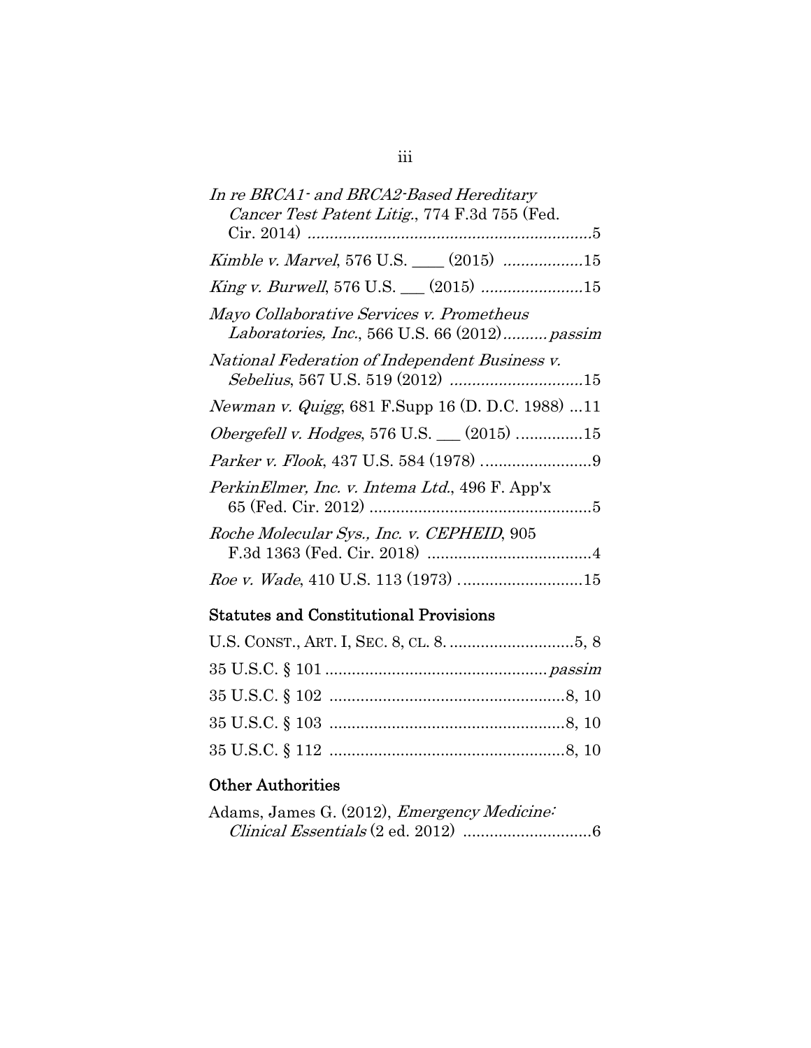*In re BRCA1- and BRCA2-Based Hereditary Cancer Test Patent Litig.*, 774 F.3d 755 (Fed. Cir. 2014) ....................................................................5

*Kimble v. Marvel*, 576 U.S. ____ (2015) ..................15

*King v. Burwell*, 576 U.S. ___ (2015) .......................15

*Mayo Collaborative Services v. Prometheus Laboratories, Inc.*, 566 U.S. 66 (2012).......... *passim*

*National Federation of Independent Business v. Sebelius*, 567 U.S. 519 (2012) ..............................15

*Newman v. Quigg*, 681 F.Supp 16 (D. D.C. 1988) ...11

*Obergefell v. Hodges*, 576 U.S. ___ (2015) ..............15

*Parker v. Flook*, 437 U.S. 584 (1978) .........................9

*PerkinElmer, Inc. v. Intema Ltd.*, 496 F. App'x 65 (Fed. Cir. 2012) ..................................................5

*Roche Molecular Sys., Inc. v. CEPHEID*, 905 F.3d 1363 (Fed. Cir. 2018) .....................................4

*Roe v. Wade*, 410 U.S. 113 (1973) ............................15

## Statutes and Constitutional Provisions

U.S. CONST., ART. I, SEC. 8, CL. 8. ............................5, 8

35 U.S.C. § 101 ................................................. *passim*

35 U.S.C. § 102 .....................................................8, 10

35 U.S.C. § 103 .....................................................8, 10

35 U.S.C. § 112 .....................................................8, 10

## Other Authorities

Adams, James G. (2012), *Emergency Medicine: Clinical Essentials* (2 ed. 2012) .............................6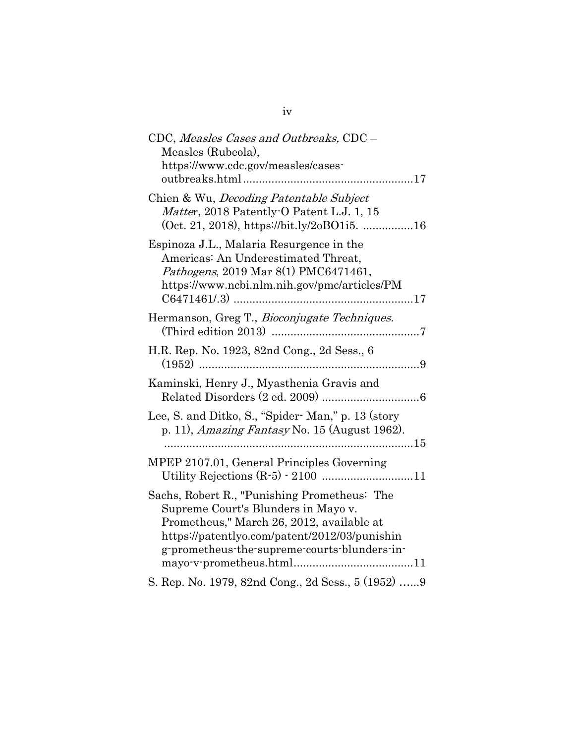CDC, *Measles Cases and Outbreaks,* CDC – Measles (Rubeola), https://www.cdc.gov/measles/cases-outbreaks.html......................................................17

Chien & Wu, *Decoding Patentable Subject Matter*, 2018 Patently-O Patent L.J. 1, 15 (Oct. 21, 2018), https://bit.ly/2oBO1i5. ................16

Espinoza J.L., Malaria Resurgence in the Americas: An Underestimated Threat, *Pathogens*, 2019 Mar 8(1) PMC6471461, https://www.ncbi.nlm.nih.gov/pmc/articles/PMC6471461/.3) ........................................................17

Hermanson, Greg T., *Bioconjugate Techniques.* (Third edition 2013) ..............................................7

H.R. Rep. No. 1923, 82nd Cong., 2d Sess., 6 (1952) .....................................................................9

Kaminski, Henry J., Myasthenia Gravis and Related Disorders (2 ed. 2009) ...............................6

Lee, S. and Ditko, S., "Spider- Man," p. 13 (story p. 11), *Amazing Fantasy* No. 15 (August 1962). ...............................................................................15

MPEP 2107.01, General Principles Governing Utility Rejections (R-5) - 2100 ............................11

Sachs, Robert R., "Punishing Prometheus: The Supreme Court's Blunders in Mayo v. Prometheus," March 26, 2012, available at https://patentlyo.com/patent/2012/03/punishing-prometheus-the-supreme-courts-blunders-in-mayo-v-prometheus.html.....................................11

S. Rep. No. 1979, 82nd Cong., 2d Sess., 5 (1952) ......9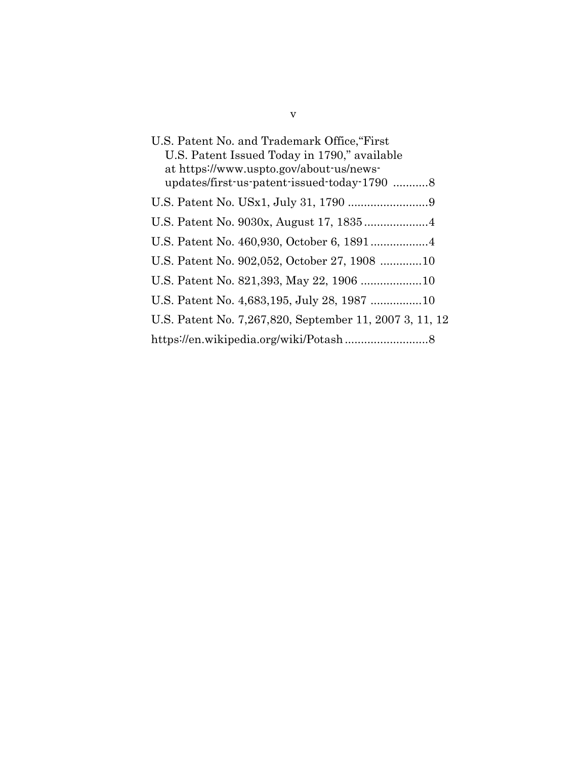U.S. Patent No. and Trademark Office,"First U.S. Patent Issued Today in 1790," available at https://www.uspto.gov/about-us/news-updates/first-us-patent-issued-today-1790 ...........8

U.S. Patent No. USx1, July 31, 1790 .........................9

U.S. Patent No. 9030x, August 17, 1835....................4

U.S. Patent No. 460,930, October 6, 1891..................4

U.S. Patent No. 902,052, October 27, 1908 .............10

U.S. Patent No. 821,393, May 22, 1906 ...................10

U.S. Patent No. 4,683,195, July 28, 1987 ................10

U.S. Patent No. 7,267,820, September 11, 2007 3, 11, 12

https://en.wikipedia.org/wiki/Potash..........................8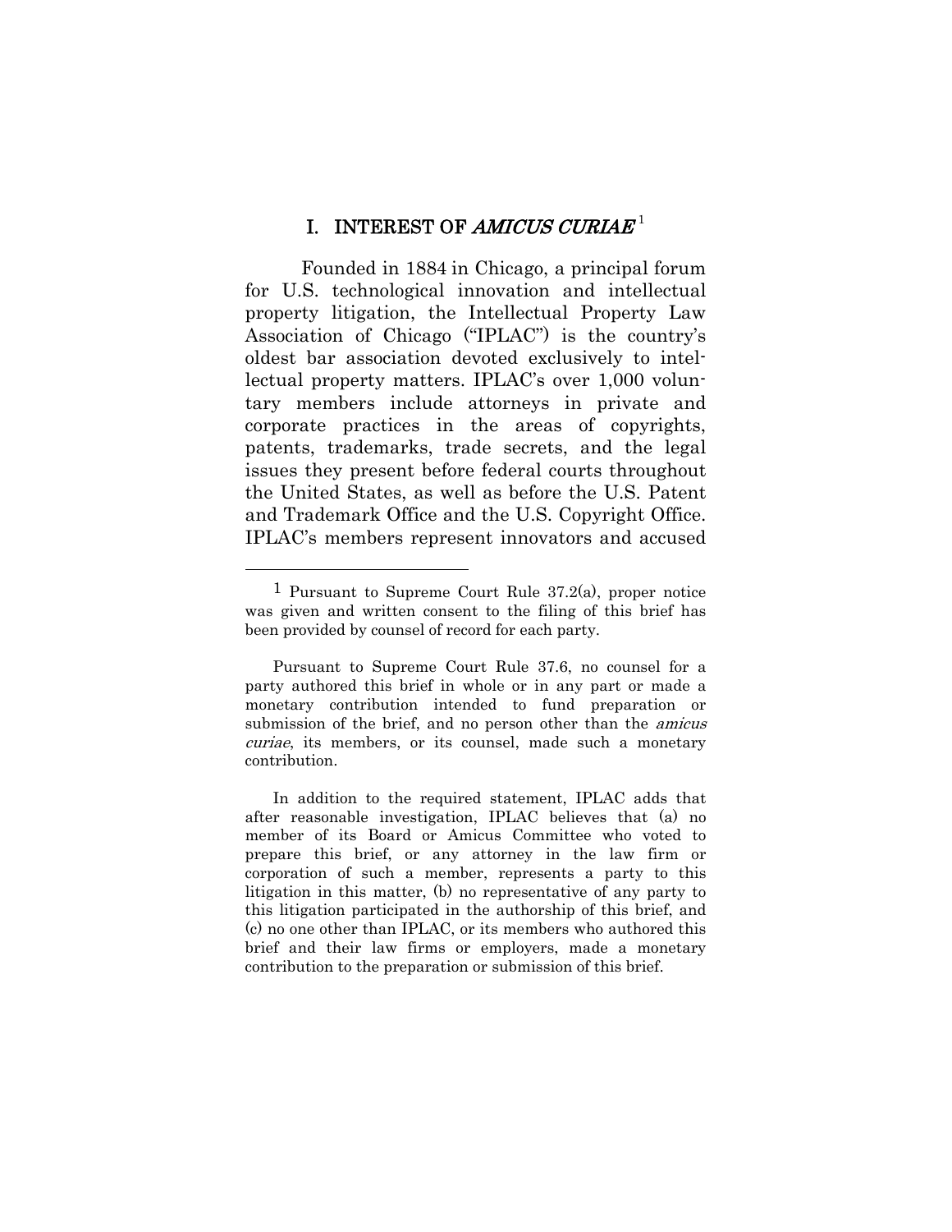# I. INTEREST OF *AMICUS CURIAE*[1]

Founded in 1884 in Chicago, a principal forum for U.S. technological innovation and intellectual property litigation, the Intellectual Property Law Association of Chicago ("IPLAC") is the country's oldest bar association devoted exclusively to intellectual property matters. IPLAC's over 1,000 voluntary members include attorneys in private and corporate practices in the areas of copyrights, patents, trademarks, trade secrets, and the legal issues they present before federal courts throughout the United States, as well as before the U.S. Patent and Trademark Office and the U.S. Copyright Office. IPLAC's members represent innovators and accused

---

[1] Pursuant to Supreme Court Rule 37.2(a), proper notice was given and written consent to the filing of this brief has been provided by counsel of record for each party.

Pursuant to Supreme Court Rule 37.6, no counsel for a party authored this brief in whole or in any part or made a monetary contribution intended to fund preparation or submission of the brief, and no person other than the *amicus curiae*, its members, or its counsel, made such a monetary contribution.

In addition to the required statement, IPLAC adds that after reasonable investigation, IPLAC believes that (a) no member of its Board or Amicus Committee who voted to prepare this brief, or any attorney in the law firm or corporation of such a member, represents a party to this litigation in this matter, (b) no representative of any party to this litigation participated in the authorship of this brief, and (c) no one other than IPLAC, or its members who authored this brief and their law firms or employers, made a monetary contribution to the preparation or submission of this brief.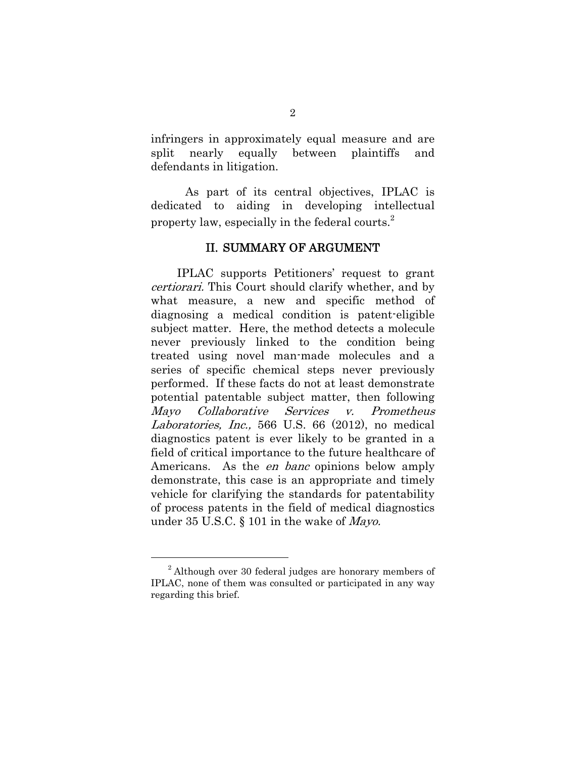infringers in approximately equal measure and are split nearly equally between plaintiffs and defendants in litigation.

As part of its central objectives, IPLAC is dedicated to aiding in developing intellectual property law, especially in the federal courts.[2]

## II. SUMMARY OF ARGUMENT

IPLAC supports Petitioners' request to grant *certiorari.* This Court should clarify whether, and by what measure, a new and specific method of diagnosing a medical condition is patent-eligible subject matter. Here, the method detects a molecule never previously linked to the condition being treated using novel man-made molecules and a series of specific chemical steps never previously performed. If these facts do not at least demonstrate potential patentable subject matter, then following *Mayo Collaborative Services v. Prometheus Laboratories, Inc.,* 566 U.S. 66 (2012), no medical diagnostics patent is ever likely to be granted in a field of critical importance to the future healthcare of Americans. As the *en banc* opinions below amply demonstrate, this case is an appropriate and timely vehicle for clarifying the standards for patentability of process patents in the field of medical diagnostics under 35 U.S.C. § 101 in the wake of *Mayo.*

---

[2] Although over 30 federal judges are honorary members of IPLAC, none of them was consulted or participated in any way regarding this brief.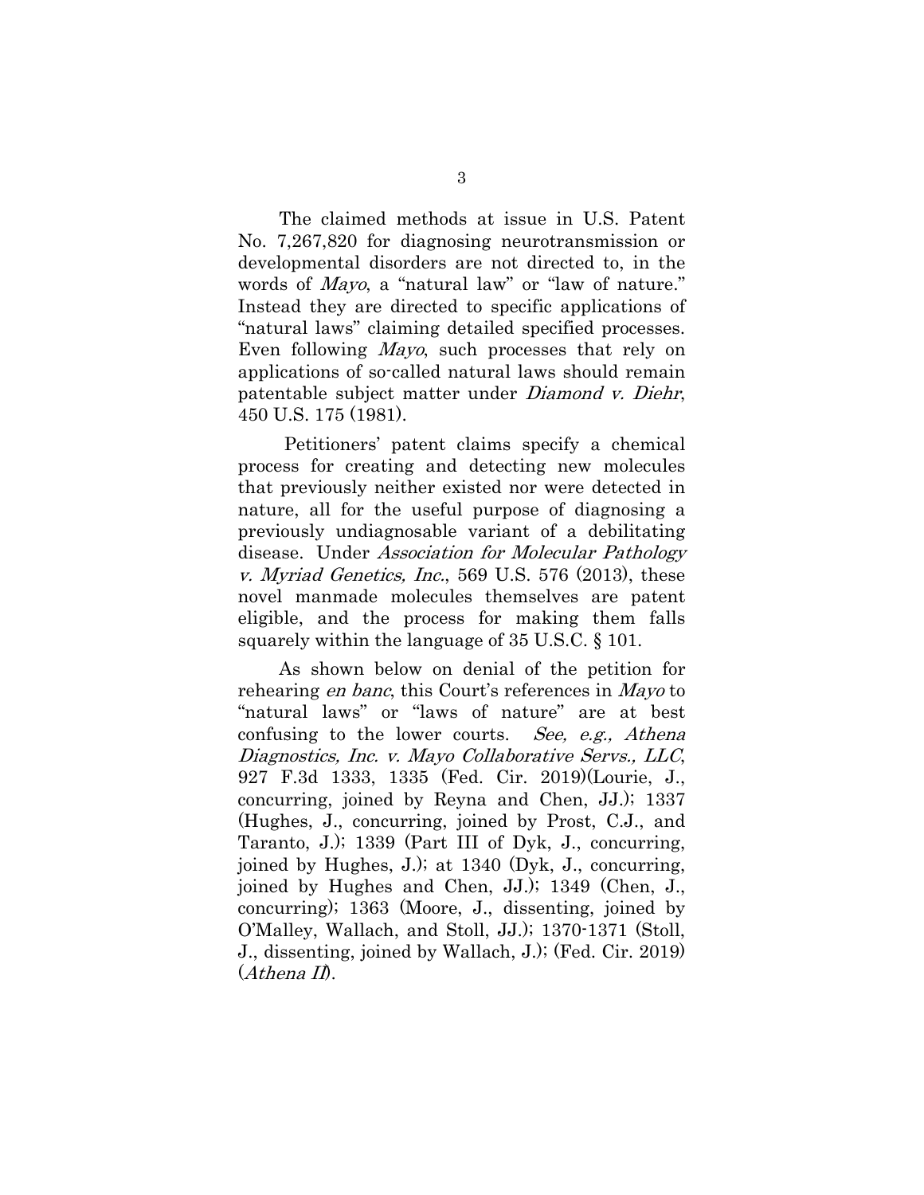The claimed methods at issue in U.S. Patent No. 7,267,820 for diagnosing neurotransmission or developmental disorders are not directed to, in the words of *Mayo*, a "natural law" or "law of nature." Instead they are directed to specific applications of "natural laws" claiming detailed specified processes. Even following *Mayo*, such processes that rely on applications of so-called natural laws should remain patentable subject matter under *Diamond v. Diehr*, 450 U.S. 175 (1981).

Petitioners' patent claims specify a chemical process for creating and detecting new molecules that previously neither existed nor were detected in nature, all for the useful purpose of diagnosing a previously undiagnosable variant of a debilitating disease. Under *Association for Molecular Pathology v. Myriad Genetics, Inc.*, 569 U.S. 576 (2013), these novel manmade molecules themselves are patent eligible, and the process for making them falls squarely within the language of 35 U.S.C. § 101.

As shown below on denial of the petition for rehearing *en banc*, this Court's references in *Mayo* to "natural laws" or "laws of nature" are at best confusing to the lower courts. *See, e.g., Athena Diagnostics, Inc. v. Mayo Collaborative Servs., LLC*, 927 F.3d 1333, 1335 (Fed. Cir. 2019)(Lourie, J., concurring, joined by Reyna and Chen, JJ.); 1337 (Hughes, J., concurring, joined by Prost, C.J., and Taranto, J.); 1339 (Part III of Dyk, J., concurring, joined by Hughes, J.); at 1340 (Dyk, J., concurring, joined by Hughes and Chen, JJ.); 1349 (Chen, J., concurring); 1363 (Moore, J., dissenting, joined by O'Malley, Wallach, and Stoll, JJ.); 1370-1371 (Stoll, J., dissenting, joined by Wallach, J.); (Fed. Cir. 2019) (*Athena II*).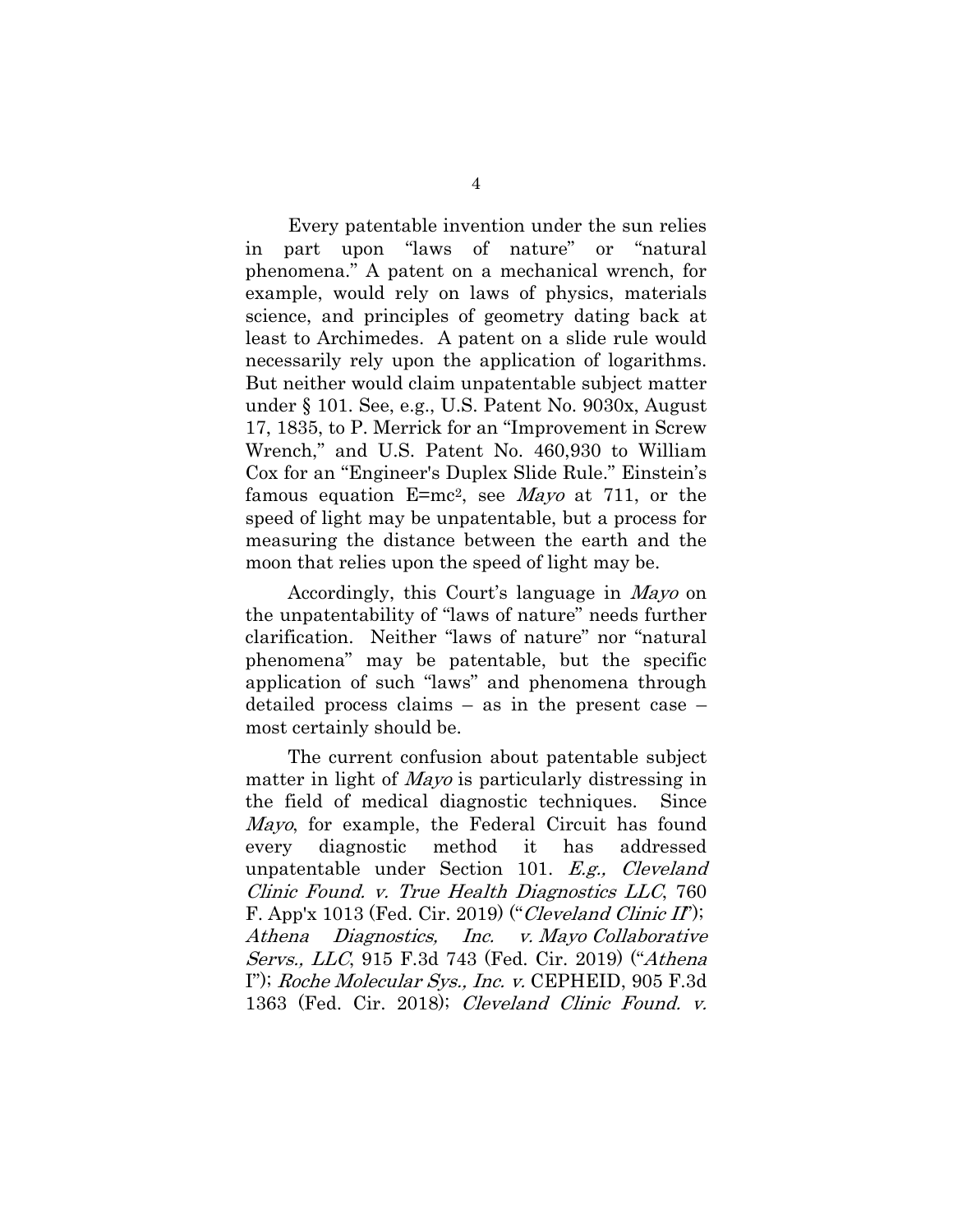Every patentable invention under the sun relies in part upon "laws of nature" or "natural phenomena." A patent on a mechanical wrench, for example, would rely on laws of physics, materials science, and principles of geometry dating back at least to Archimedes. A patent on a slide rule would necessarily rely upon the application of logarithms. But neither would claim unpatentable subject matter under § 101. See, e.g., U.S. Patent No. 9030x, August 17, 1835, to P. Merrick for an "Improvement in Screw Wrench," and U.S. Patent No. 460,930 to William Cox for an "Engineer's Duplex Slide Rule." Einstein's famous equation $E=mc^2$, see *Mayo* at 711, or the speed of light may be unpatentable, but a process for measuring the distance between the earth and the moon that relies upon the speed of light may be.

Accordingly, this Court's language in *Mayo* on the unpatentability of "laws of nature" needs further clarification. Neither "laws of nature" nor "natural phenomena" may be patentable, but the specific application of such "laws" and phenomena through detailed process claims – as in the present case – most certainly should be.

The current confusion about patentable subject matter in light of *Mayo* is particularly distressing in the field of medical diagnostic techniques. Since *Mayo*, for example, the Federal Circuit has found every diagnostic method it has addressed unpatentable under Section 101. *E.g., Cleveland Clinic Found. v. True Health Diagnostics LLC*, 760 F. App'x 1013 (Fed. Cir. 2019) ("*Cleveland Clinic II*"); *Athena Diagnostics, Inc. v. Mayo Collaborative Servs., LLC*, 915 F.3d 743 (Fed. Cir. 2019) ("*Athena* I"); *Roche Molecular Sys., Inc. v.* CEPHEID, 905 F.3d 1363 (Fed. Cir. 2018); *Cleveland Clinic Found. v.*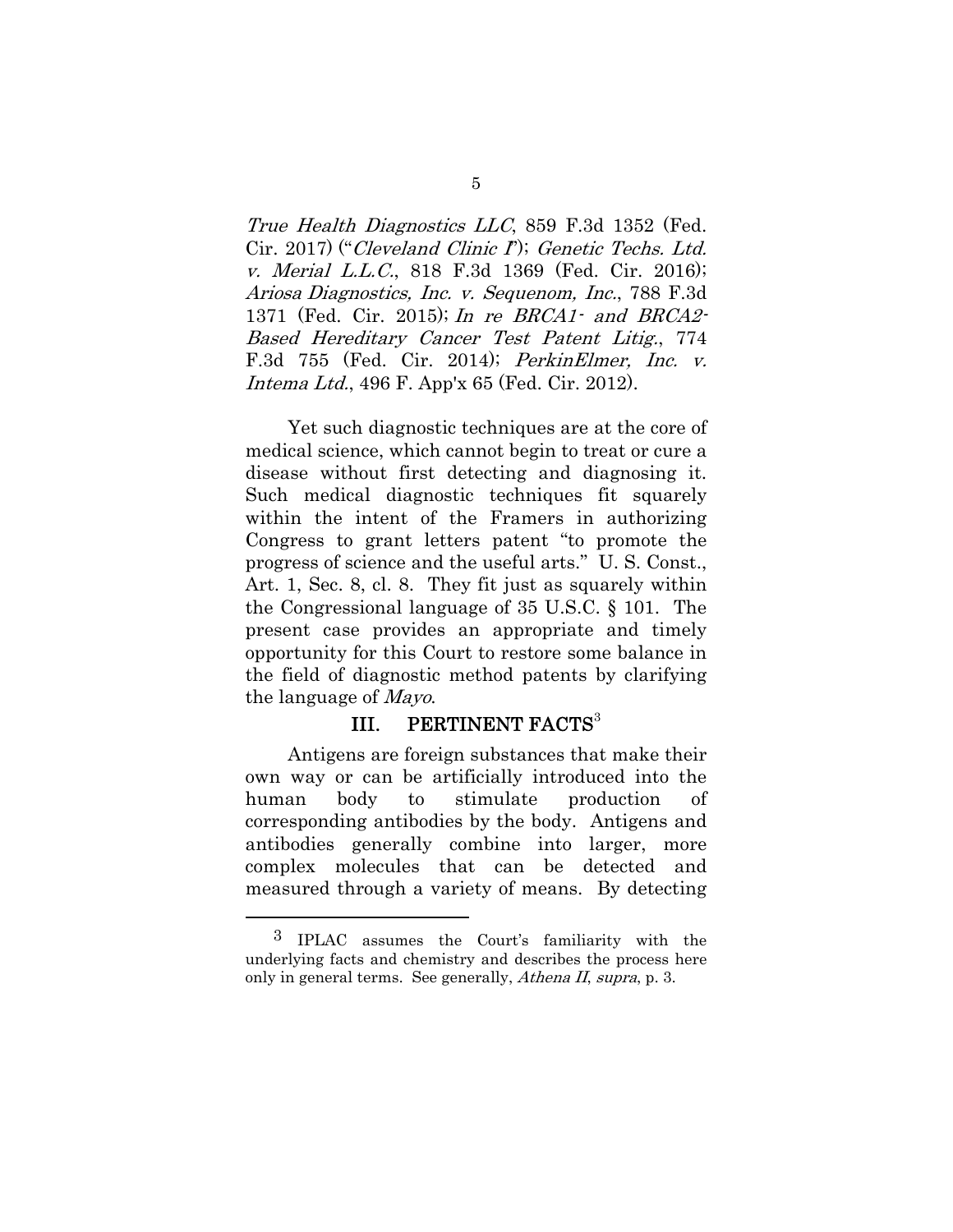*True Health Diagnostics LLC*, 859 F.3d 1352 (Fed. Cir. 2017) ("*Cleveland Clinic I*"); *Genetic Techs. Ltd. v. Merial L.L.C.*, 818 F.3d 1369 (Fed. Cir. 2016); *Ariosa Diagnostics, Inc. v. Sequenom, Inc.*, 788 F.3d 1371 (Fed. Cir. 2015); *In re BRCA1- and BRCA2-Based Hereditary Cancer Test Patent Litig.*, 774 F.3d 755 (Fed. Cir. 2014); *PerkinElmer, Inc. v. Intema Ltd.*, 496 F. App'x 65 (Fed. Cir. 2012).

Yet such diagnostic techniques are at the core of medical science, which cannot begin to treat or cure a disease without first detecting and diagnosing it. Such medical diagnostic techniques fit squarely within the intent of the Framers in authorizing Congress to grant letters patent "to promote the progress of science and the useful arts." U. S. Const., Art. 1, Sec. 8, cl. 8. They fit just as squarely within the Congressional language of 35 U.S.C. § 101. The present case provides an appropriate and timely opportunity for this Court to restore some balance in the field of diagnostic method patents by clarifying the language of *Mayo*.

## III. PERTINENT FACTS[3]

Antigens are foreign substances that make their own way or can be artificially introduced into the human body to stimulate production of corresponding antibodies by the body. Antigens and antibodies generally combine into larger, more complex molecules that can be detected and measured through a variety of means. By detecting

---

[3] IPLAC assumes the Court's familiarity with the underlying facts and chemistry and describes the process here only in general terms. See generally, *Athena II*, *supra*, p. 3.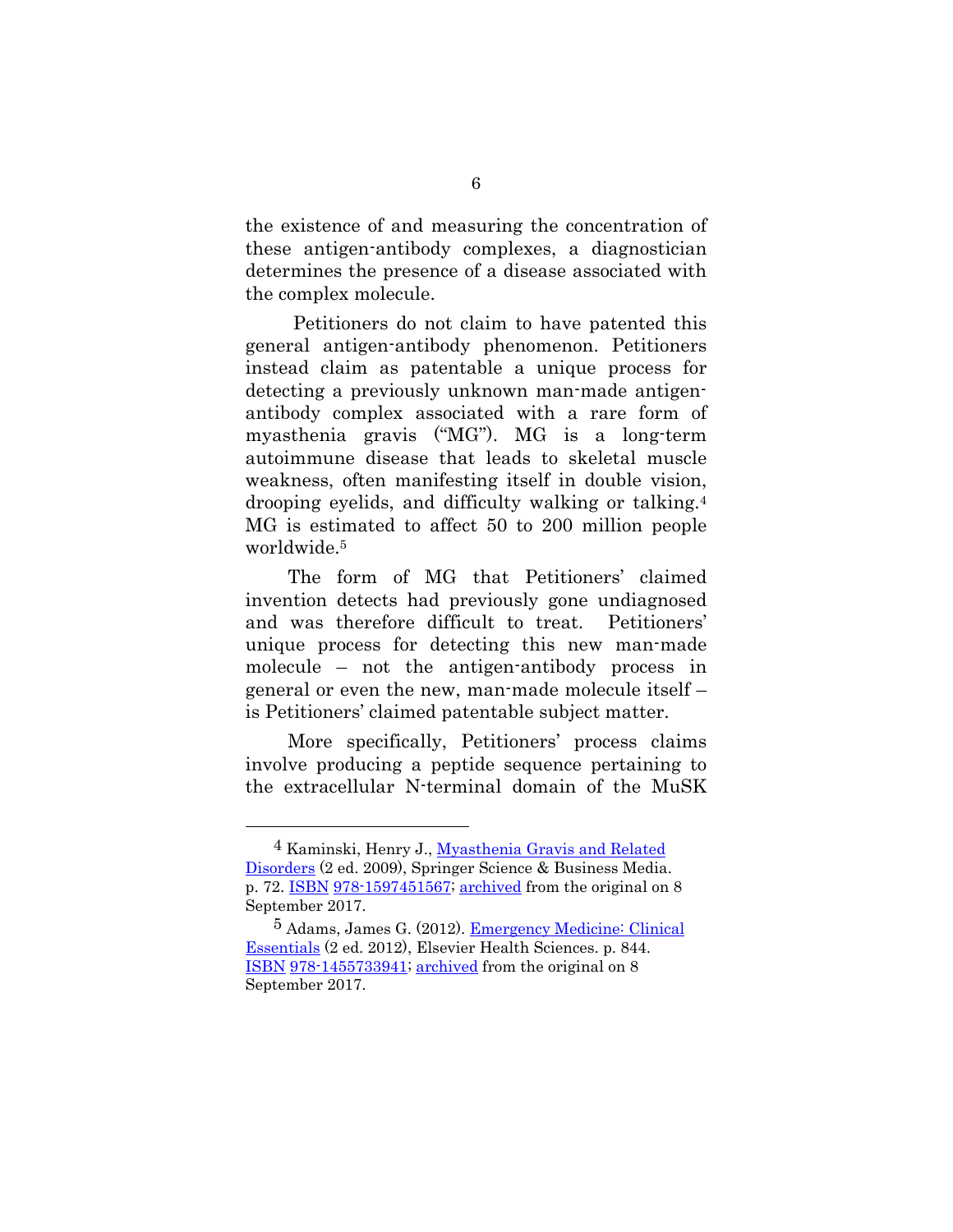the existence of and measuring the concentration of these antigen-antibody complexes, a diagnostician determines the presence of a disease associated with the complex molecule.

Petitioners do not claim to have patented this general antigen-antibody phenomenon. Petitioners instead claim as patentable a unique process for detecting a previously unknown man-made antigen-antibody complex associated with a rare form of myasthenia gravis ("MG"). MG is a long-term autoimmune disease that leads to skeletal muscle weakness, often manifesting itself in double vision, drooping eyelids, and difficulty walking or talking.[4] MG is estimated to affect 50 to 200 million people worldwide.[5]

The form of MG that Petitioners' claimed invention detects had previously gone undiagnosed and was therefore difficult to treat. Petitioners' unique process for detecting this new man-made molecule – not the antigen-antibody process in general or even the new, man-made molecule itself – is Petitioners' claimed patentable subject matter.

More specifically, Petitioners' process claims involve producing a peptide sequence pertaining to the extracellular N-terminal domain of the MuSK

---

[4] Kaminski, Henry J., Myasthenia Gravis and Related Disorders (2 ed. 2009), Springer Science & Business Media. p. 72. ISBN 978-1597451567; archived from the original on 8 September 2017.

[5] Adams, James G. (2012). Emergency Medicine: Clinical Essentials (2 ed. 2012), Elsevier Health Sciences. p. 844. ISBN 978-1455733941; archived from the original on 8 September 2017.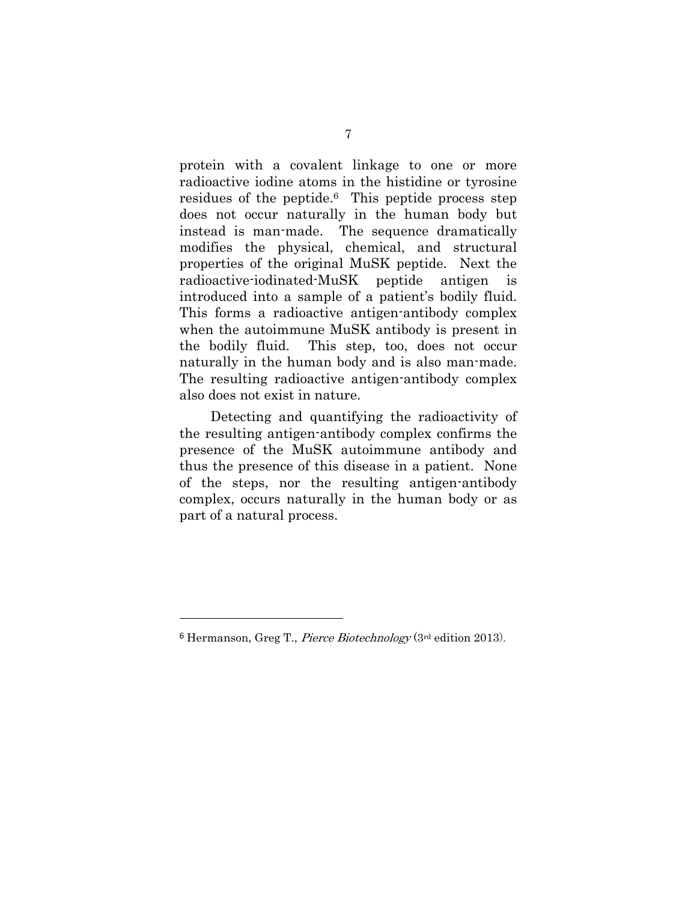protein with a covalent linkage to one or more radioactive iodine atoms in the histidine or tyrosine residues of the peptide.[6] This peptide process step does not occur naturally in the human body but instead is man-made. The sequence dramatically modifies the physical, chemical, and structural properties of the original MuSK peptide. Next the radioactive-iodinated-MuSK peptide antigen is introduced into a sample of a patient's bodily fluid. This forms a radioactive antigen-antibody complex when the autoimmune MuSK antibody is present in the bodily fluid. This step, too, does not occur naturally in the human body and is also man-made. The resulting radioactive antigen-antibody complex also does not exist in nature.

Detecting and quantifying the radioactivity of the resulting antigen-antibody complex confirms the presence of the MuSK autoimmune antibody and thus the presence of this disease in a patient. None of the steps, nor the resulting antigen-antibody complex, occurs naturally in the human body or as part of a natural process.

---

[6] Hermanson, Greg T., *Pierce Biotechnology* (3rd edition 2013).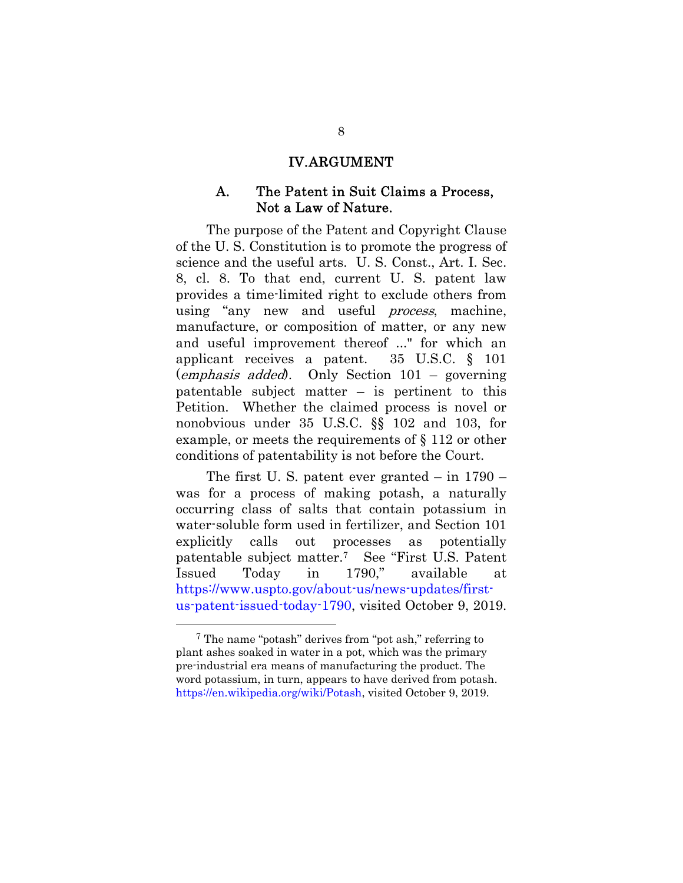## IV. ARGUMENT

### A. The Patent in Suit Claims a Process, Not a Law of Nature.

The purpose of the Patent and Copyright Clause of the U. S. Constitution is to promote the progress of science and the useful arts. U. S. Const., Art. I. Sec. 8, cl. 8. To that end, current U. S. patent law provides a time-limited right to exclude others from using "any new and useful *process*, machine, manufacture, or composition of matter, or any new and useful improvement thereof ..." for which an applicant receives a patent. 35 U.S.C. § 101 (*emphasis added*). Only Section 101 – governing patentable subject matter – is pertinent to this Petition. Whether the claimed process is novel or nonobvious under 35 U.S.C. §§ 102 and 103, for example, or meets the requirements of § 112 or other conditions of patentability is not before the Court.

The first U. S. patent ever granted – in 1790 – was for a process of making potash, a naturally occurring class of salts that contain potassium in water-soluble form used in fertilizer, and Section 101 explicitly calls out processes as potentially patentable subject matter.[7] See "First U.S. Patent Issued Today in 1790," available at https://www.uspto.gov/about-us/news-updates/first-us-patent-issued-today-1790, visited October 9, 2019.

---

[7] The name "potash" derives from "pot ash," referring to plant ashes soaked in water in a pot, which was the primary pre-industrial era means of manufacturing the product. The word potassium, in turn, appears to have derived from potash. https://en.wikipedia.org/wiki/Potash, visited October 9, 2019.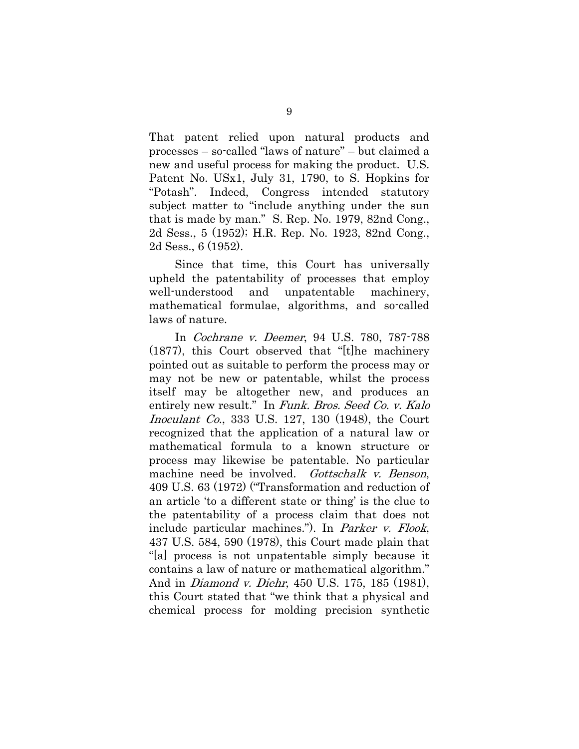That patent relied upon natural products and processes – so-called "laws of nature" – but claimed a new and useful process for making the product. U.S. Patent No. USx1, July 31, 1790, to S. Hopkins for "Potash". Indeed, Congress intended statutory subject matter to "include anything under the sun that is made by man." S. Rep. No. 1979, 82nd Cong., 2d Sess., 5 (1952); H.R. Rep. No. 1923, 82nd Cong., 2d Sess., 6 (1952).

Since that time, this Court has universally upheld the patentability of processes that employ well-understood and unpatentable machinery, mathematical formulae, algorithms, and so-called laws of nature.

In *Cochrane v. Deemer*, 94 U.S. 780, 787-788 (1877), this Court observed that "[t]he machinery pointed out as suitable to perform the process may or may not be new or patentable, whilst the process itself may be altogether new, and produces an entirely new result." In *Funk. Bros. Seed Co. v. Kalo Inoculant Co.*, 333 U.S. 127, 130 (1948), the Court recognized that the application of a natural law or mathematical formula to a known structure or process may likewise be patentable. No particular machine need be involved. *Gottschalk v. Benson*, 409 U.S. 63 (1972) ("Transformation and reduction of an article 'to a different state or thing' is the clue to the patentability of a process claim that does not include particular machines."). In *Parker v. Flook*, 437 U.S. 584, 590 (1978), this Court made plain that "[a] process is not unpatentable simply because it contains a law of nature or mathematical algorithm." And in *Diamond v. Diehr*, 450 U.S. 175, 185 (1981), this Court stated that "we think that a physical and chemical process for molding precision synthetic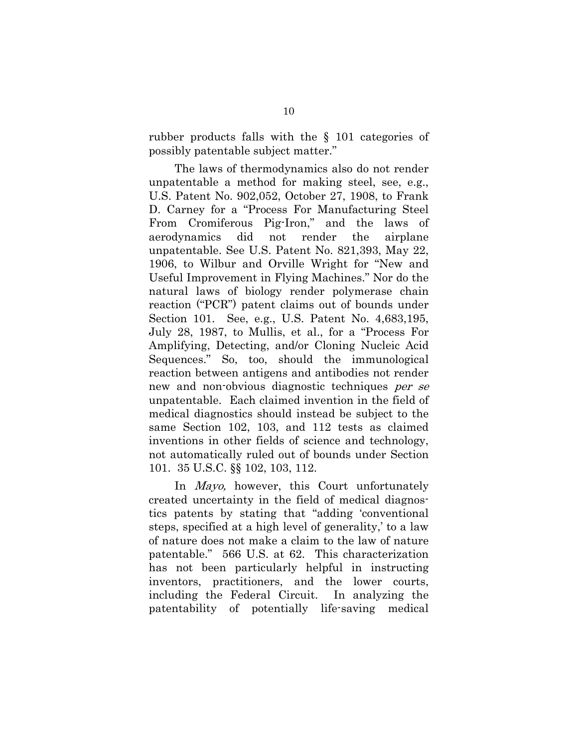rubber products falls with the § 101 categories of possibly patentable subject matter."

The laws of thermodynamics also do not render unpatentable a method for making steel, see, e.g., U.S. Patent No. 902,052, October 27, 1908, to Frank D. Carney for a "Process For Manufacturing Steel From Cromiferous Pig-Iron," and the laws of aerodynamics did not render the airplane unpatentable. See U.S. Patent No. 821,393, May 22, 1906, to Wilbur and Orville Wright for "New and Useful Improvement in Flying Machines." Nor do the natural laws of biology render polymerase chain reaction ("PCR") patent claims out of bounds under Section 101. See, e.g., U.S. Patent No. 4,683,195, July 28, 1987, to Mullis, et al., for a "Process For Amplifying, Detecting, and/or Cloning Nucleic Acid Sequences." So, too, should the immunological reaction between antigens and antibodies not render new and non-obvious diagnostic techniques *per se* unpatentable. Each claimed invention in the field of medical diagnostics should instead be subject to the same Section 102, 103, and 112 tests as claimed inventions in other fields of science and technology, not automatically ruled out of bounds under Section 101. 35 U.S.C. §§ 102, 103, 112.

In *Mayo,* however, this Court unfortunately created uncertainty in the field of medical diagnostics patents by stating that "adding 'conventional steps, specified at a high level of generality,' to a law of nature does not make a claim to the law of nature patentable." 566 U.S. at 62. This characterization has not been particularly helpful in instructing inventors, practitioners, and the lower courts, including the Federal Circuit. In analyzing the patentability of potentially life-saving medical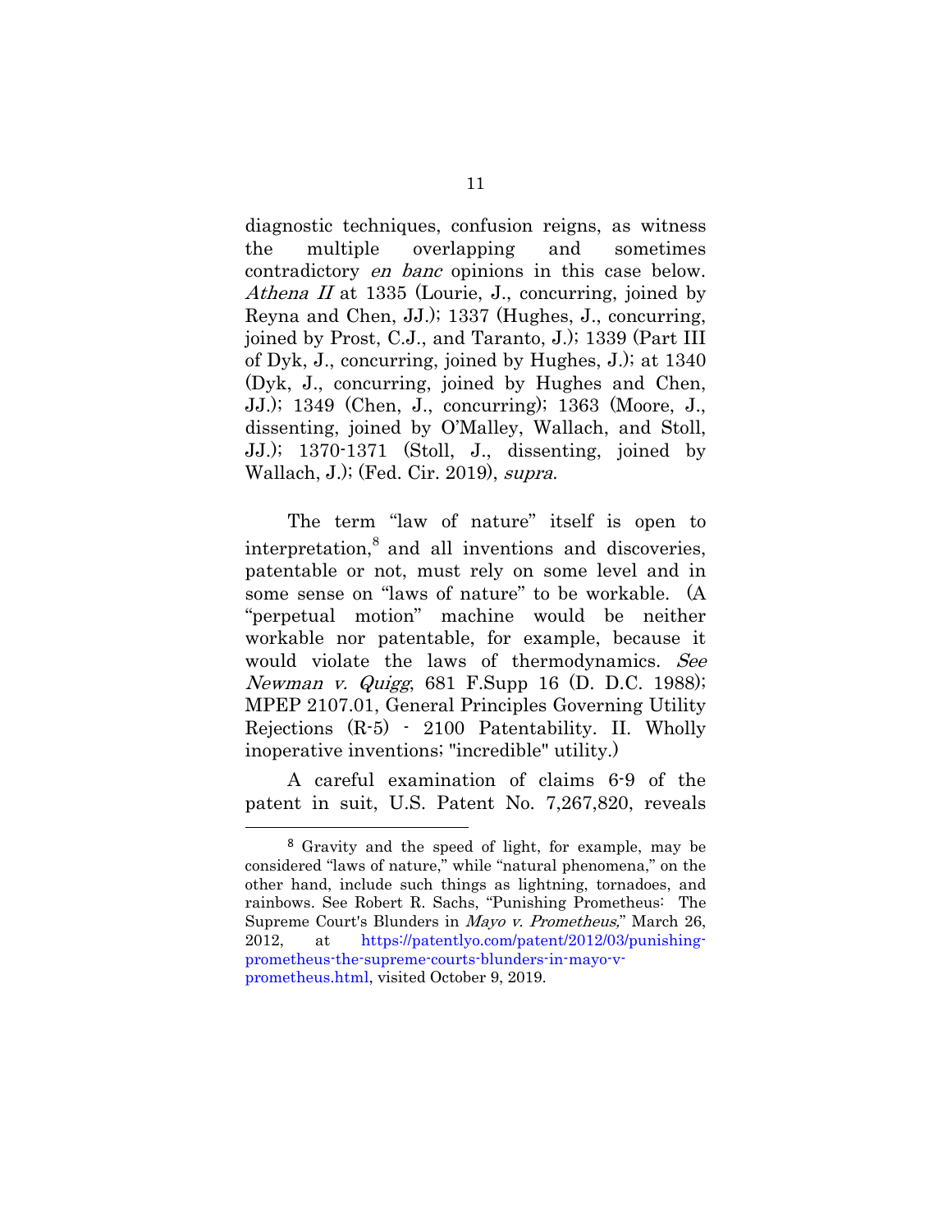diagnostic techniques, confusion reigns, as witness the multiple overlapping and sometimes contradictory *en banc* opinions in this case below. *Athena II* at 1335 (Lourie, J., concurring, joined by Reyna and Chen, JJ.); 1337 (Hughes, J., concurring, joined by Prost, C.J., and Taranto, J.); 1339 (Part III of Dyk, J., concurring, joined by Hughes, J.); at 1340 (Dyk, J., concurring, joined by Hughes and Chen, JJ.); 1349 (Chen, J., concurring); 1363 (Moore, J., dissenting, joined by O'Malley, Wallach, and Stoll, JJ.); 1370-1371 (Stoll, J., dissenting, joined by Wallach, J.); (Fed. Cir. 2019), *supra*.

The term "law of nature" itself is open to interpretation,[8] and all inventions and discoveries, patentable or not, must rely on some level and in some sense on "laws of nature" to be workable. (A "perpetual motion" machine would be neither workable nor patentable, for example, because it would violate the laws of thermodynamics. *See Newman v. Quigg*, 681 F.Supp 16 (D. D.C. 1988); MPEP 2107.01, General Principles Governing Utility Rejections (R-5) - 2100 Patentability. II. Wholly inoperative inventions; "incredible" utility.)

A careful examination of claims 6-9 of the patent in suit, U.S. Patent No. 7,267,820, reveals

---

[8] Gravity and the speed of light, for example, may be considered "laws of nature," while "natural phenomena," on the other hand, include such things as lightning, tornadoes, and rainbows. See Robert R. Sachs, "Punishing Prometheus: The Supreme Court's Blunders in *Mayo v. Prometheus,*" March 26, 2012, at https://patentlyo.com/patent/2012/03/punishing-prometheus-the-supreme-courts-blunders-in-mayo-v-prometheus.html, visited October 9, 2019.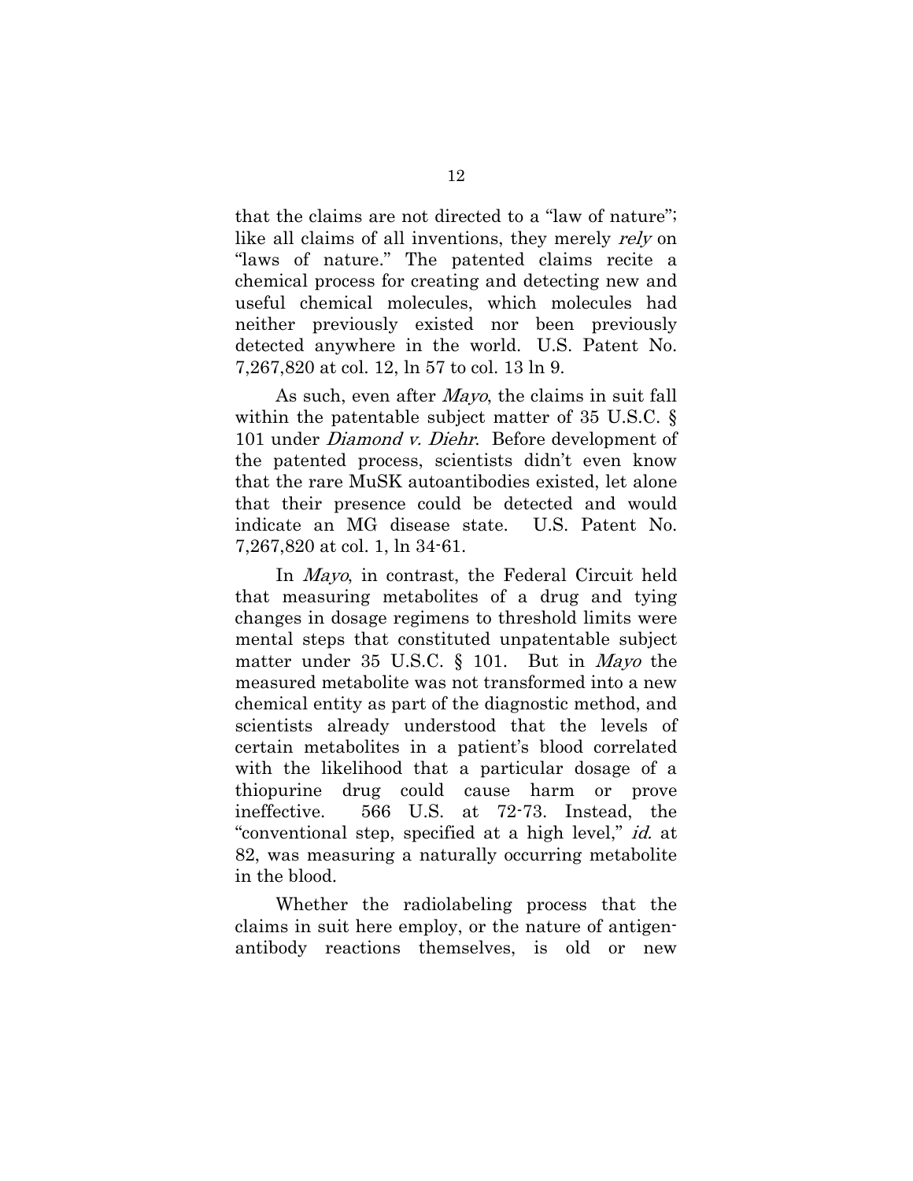that the claims are not directed to a "law of nature"; like all claims of all inventions, they merely *rely* on "laws of nature." The patented claims recite a chemical process for creating and detecting new and useful chemical molecules, which molecules had neither previously existed nor been previously detected anywhere in the world. U.S. Patent No. 7,267,820 at col. 12, ln 57 to col. 13 ln 9.

As such, even after *Mayo*, the claims in suit fall within the patentable subject matter of 35 U.S.C. § 101 under *Diamond v. Diehr*. Before development of the patented process, scientists didn't even know that the rare MuSK autoantibodies existed, let alone that their presence could be detected and would indicate an MG disease state. U.S. Patent No. 7,267,820 at col. 1, ln 34-61.

In *Mayo*, in contrast, the Federal Circuit held that measuring metabolites of a drug and tying changes in dosage regimens to threshold limits were mental steps that constituted unpatentable subject matter under 35 U.S.C. § 101. But in *Mayo* the measured metabolite was not transformed into a new chemical entity as part of the diagnostic method, and scientists already understood that the levels of certain metabolites in a patient's blood correlated with the likelihood that a particular dosage of a thiopurine drug could cause harm or prove ineffective. 566 U.S. at 72-73. Instead, the "conventional step, specified at a high level," *id.* at 82, was measuring a naturally occurring metabolite in the blood.

Whether the radiolabeling process that the claims in suit here employ, or the nature of antigen-antibody reactions themselves, is old or new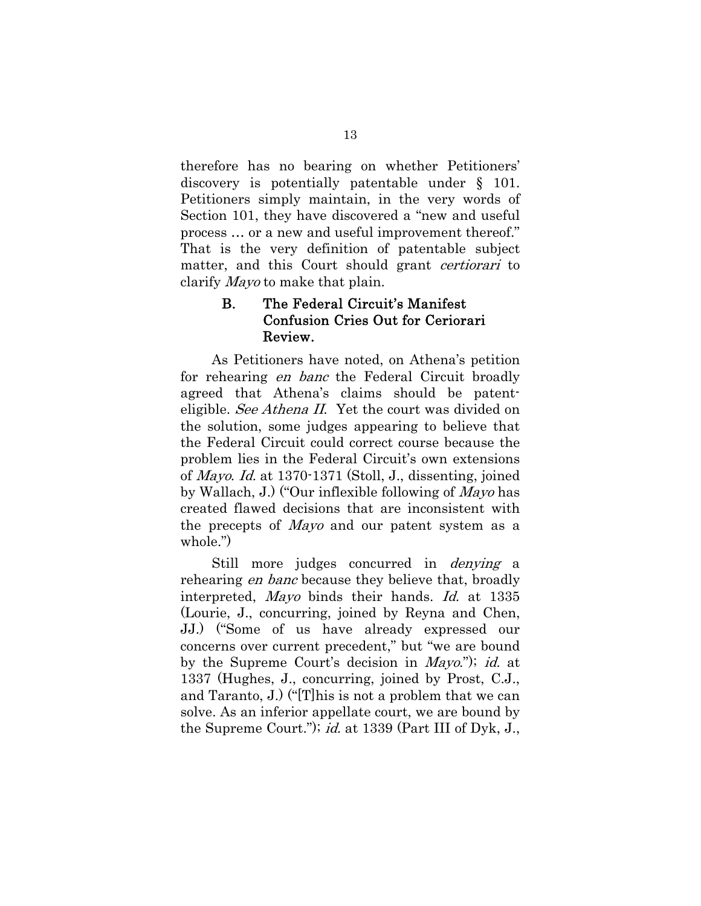therefore has no bearing on whether Petitioners' discovery is potentially patentable under § 101. Petitioners simply maintain, in the very words of Section 101, they have discovered a "new and useful process … or a new and useful improvement thereof." That is the very definition of patentable subject matter, and this Court should grant *certiorari* to clarify *Mayo* to make that plain.

### B. The Federal Circuit's Manifest Confusion Cries Out for Ceriorari Review.

As Petitioners have noted, on Athena's petition for rehearing *en banc* the Federal Circuit broadly agreed that Athena's claims should be patent-eligible. *See Athena II*. Yet the court was divided on the solution, some judges appearing to believe that the Federal Circuit could correct course because the problem lies in the Federal Circuit's own extensions of *Mayo*. *Id.* at 1370-1371 (Stoll, J., dissenting, joined by Wallach, J.) ("Our inflexible following of *Mayo* has created flawed decisions that are inconsistent with the precepts of *Mayo* and our patent system as a whole.")

Still more judges concurred in *denying* a rehearing *en banc* because they believe that, broadly interpreted, *Mayo* binds their hands. *Id.* at 1335 (Lourie, J., concurring, joined by Reyna and Chen, JJ.) ("Some of us have already expressed our concerns over current precedent," but "we are bound by the Supreme Court's decision in *Mayo*."); *id.* at 1337 (Hughes, J., concurring, joined by Prost, C.J., and Taranto, J.) ("[T]his is not a problem that we can solve. As an inferior appellate court, we are bound by the Supreme Court."); *id.* at 1339 (Part III of Dyk, J.,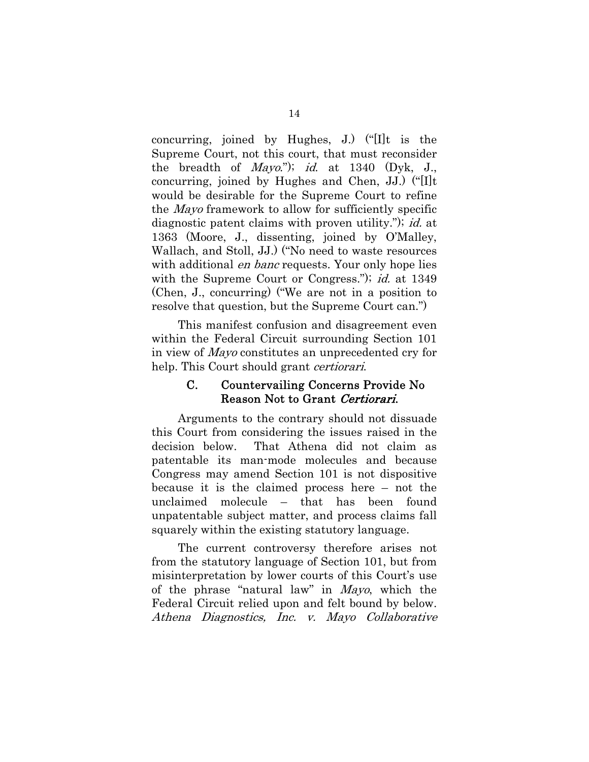concurring, joined by Hughes, J.) ("[I]t is the Supreme Court, not this court, that must reconsider the breadth of *Mayo*."); *id.* at 1340 (Dyk, J., concurring, joined by Hughes and Chen, JJ.) ("[I]t would be desirable for the Supreme Court to refine the *Mayo* framework to allow for sufficiently specific diagnostic patent claims with proven utility."); *id.* at 1363 (Moore, J., dissenting, joined by O'Malley, Wallach, and Stoll, JJ.) ("No need to waste resources with additional *en banc* requests. Your only hope lies with the Supreme Court or Congress."); *id.* at 1349 (Chen, J., concurring) ("We are not in a position to resolve that question, but the Supreme Court can.")

This manifest confusion and disagreement even within the Federal Circuit surrounding Section 101 in view of *Mayo* constitutes an unprecedented cry for help. This Court should grant *certiorari*.

### C. Countervailing Concerns Provide No Reason Not to Grant *Certiorari*.

Arguments to the contrary should not dissuade this Court from considering the issues raised in the decision below. That Athena did not claim as patentable its man-mode molecules and because Congress may amend Section 101 is not dispositive because it is the claimed process here – not the unclaimed molecule – that has been found unpatentable subject matter, and process claims fall squarely within the existing statutory language.

The current controversy therefore arises not from the statutory language of Section 101, but from misinterpretation by lower courts of this Court's use of the phrase "natural law" in *Mayo*, which the Federal Circuit relied upon and felt bound by below. *Athena Diagnostics, Inc. v. Mayo Collaborative*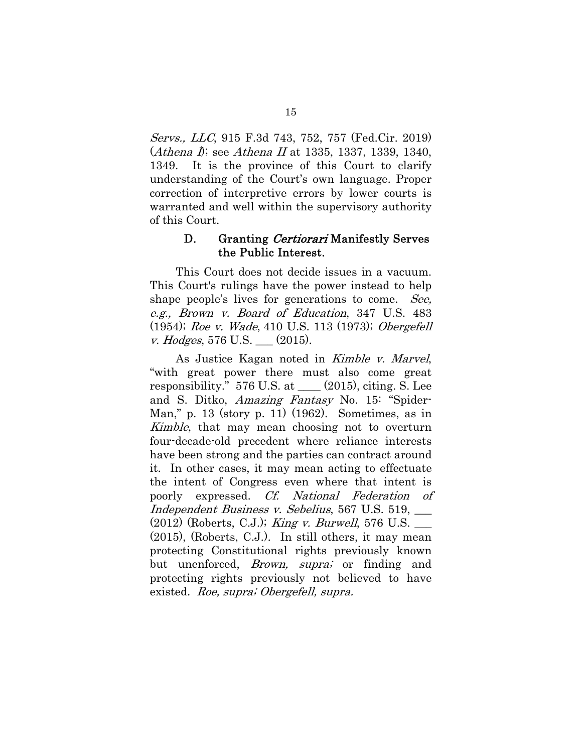*Servs., LLC*, 915 F.3d 743, 752, 757 (Fed.Cir. 2019) (*Athena I*); see *Athena II* at 1335, 1337, 1339, 1340, 1349. It is the province of this Court to clarify understanding of the Court's own language. Proper correction of interpretive errors by lower courts is warranted and well within the supervisory authority of this Court.

### D. Granting *Certiorari* Manifestly Serves the Public Interest.

This Court does not decide issues in a vacuum. This Court's rulings have the power instead to help shape people's lives for generations to come. *See, e.g., Brown v. Board of Education*, 347 U.S. 483 (1954); *Roe v. Wade*, 410 U.S. 113 (1973); *Obergefell v. Hodges*, 576 U.S. ___ (2015).

As Justice Kagan noted in *Kimble v. Marvel*, "with great power there must also come great responsibility." 576 U.S. at ____ (2015), citing. S. Lee and S. Ditko, *Amazing Fantasy* No. 15: "Spider-Man," p. 13 (story p. 11) (1962). Sometimes, as in *Kimble*, that may mean choosing not to overturn four-decade-old precedent where reliance interests have been strong and the parties can contract around it. In other cases, it may mean acting to effectuate the intent of Congress even where that intent is poorly expressed. *Cf. National Federation of Independent Business v. Sebelius*, 567 U.S. 519, ___ (2012) (Roberts, C.J.); *King v. Burwell*, 576 U.S. ___ (2015), (Roberts, C.J.). In still others, it may mean protecting Constitutional rights previously known but unenforced, *Brown, supra;* or finding and protecting rights previously not believed to have existed. *Roe, supra; Obergefell, supra.*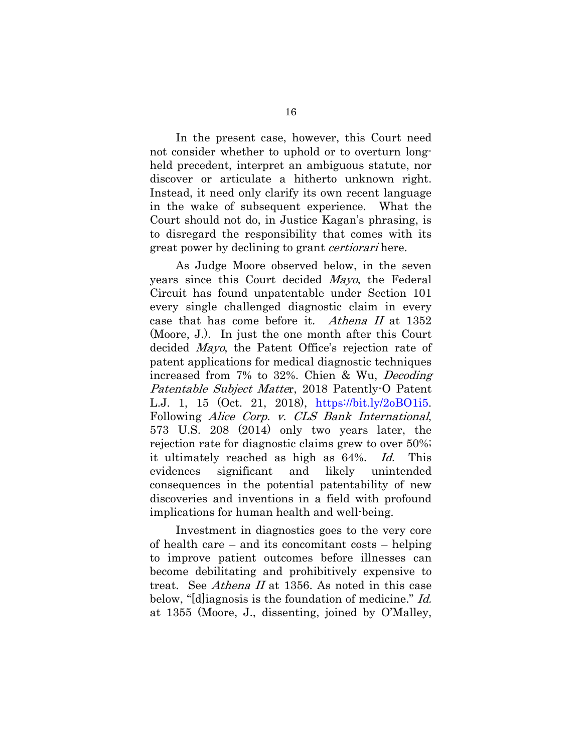In the present case, however, this Court need not consider whether to uphold or to overturn long-held precedent, interpret an ambiguous statute, nor discover or articulate a hitherto unknown right. Instead, it need only clarify its own recent language in the wake of subsequent experience. What the Court should not do, in Justice Kagan's phrasing, is to disregard the responsibility that comes with its great power by declining to grant *certiorari* here.

As Judge Moore observed below, in the seven years since this Court decided *Mayo*, the Federal Circuit has found unpatentable under Section 101 every single challenged diagnostic claim in every case that has come before it. *Athena II* at 1352 (Moore, J.). In just the one month after this Court decided *Mayo*, the Patent Office's rejection rate of patent applications for medical diagnostic techniques increased from 7% to 32%. Chien & Wu, *Decoding Patentable Subject Matte*r, 2018 Patently-O Patent L.J. 1, 15 (Oct. 21, 2018), https://bit.ly/2oBO1i5. Following *Alice Corp. v. CLS Bank International*, 573 U.S. 208 (2014) only two years later, the rejection rate for diagnostic claims grew to over 50%; it ultimately reached as high as 64%. *Id.* This evidences significant and likely unintended consequences in the potential patentability of new discoveries and inventions in a field with profound implications for human health and well-being.

Investment in diagnostics goes to the very core of health care – and its concomitant costs – helping to improve patient outcomes before illnesses can become debilitating and prohibitively expensive to treat. See *Athena II* at 1356. As noted in this case below, "[d]iagnosis is the foundation of medicine." *Id.* at 1355 (Moore, J., dissenting, joined by O'Malley,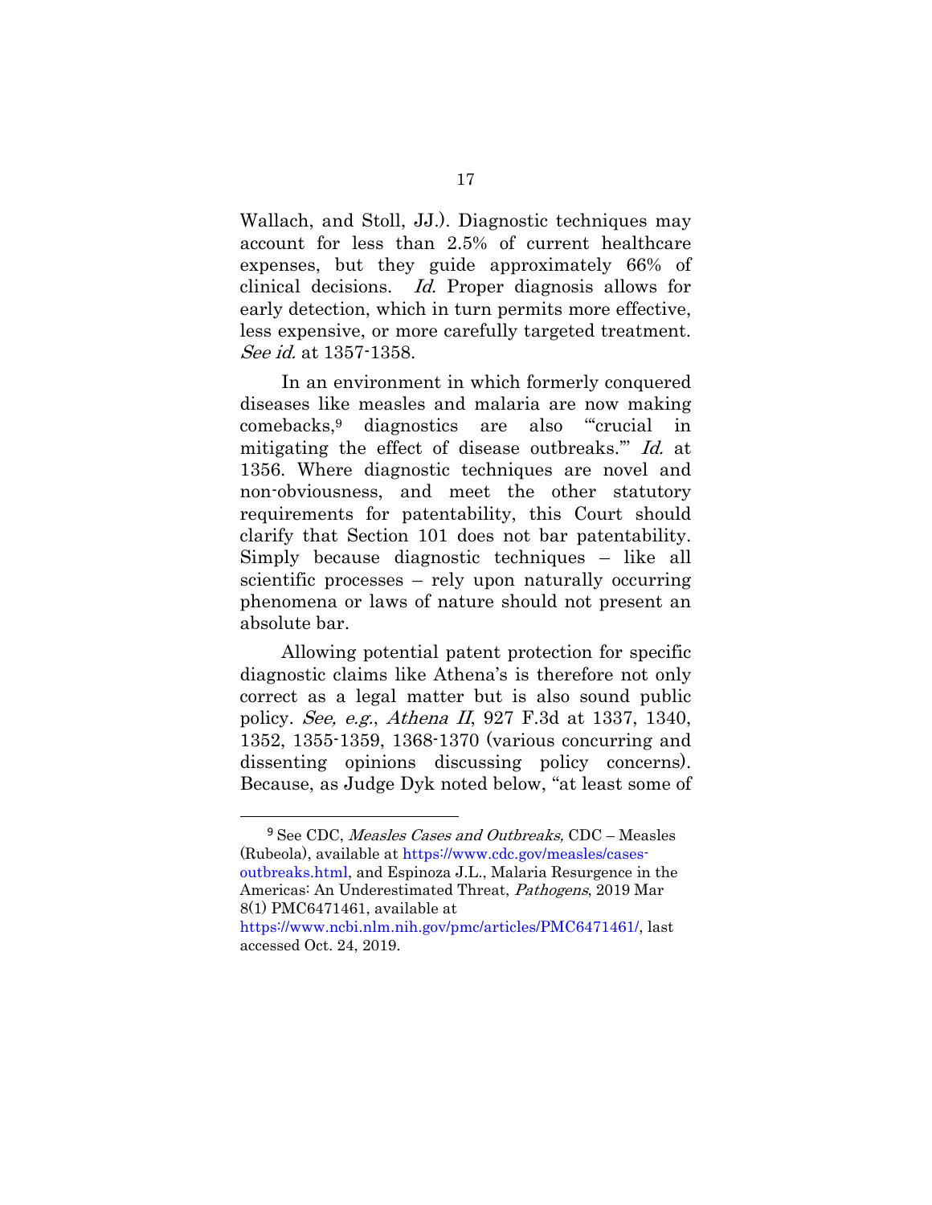Wallach, and Stoll, JJ.). Diagnostic techniques may account for less than 2.5% of current healthcare expenses, but they guide approximately 66% of clinical decisions. *Id.* Proper diagnosis allows for early detection, which in turn permits more effective, less expensive, or more carefully targeted treatment. *See id.* at 1357-1358.

In an environment in which formerly conquered diseases like measles and malaria are now making comebacks,[9] diagnostics are also "'crucial in mitigating the effect of disease outbreaks.'" *Id.* at 1356. Where diagnostic techniques are novel and non-obviousness, and meet the other statutory requirements for patentability, this Court should clarify that Section 101 does not bar patentability. Simply because diagnostic techniques – like all scientific processes – rely upon naturally occurring phenomena or laws of nature should not present an absolute bar.

Allowing potential patent protection for specific diagnostic claims like Athena's is therefore not only correct as a legal matter but is also sound public policy. *See, e.g.*, *Athena II*, 927 F.3d at 1337, 1340, 1352, 1355-1359, 1368-1370 (various concurring and dissenting opinions discussing policy concerns). Because, as Judge Dyk noted below, "at least some of

---

[9] See CDC, *Measles Cases and Outbreaks,* CDC – Measles (Rubeola), available at https://www.cdc.gov/measles/cases-outbreaks.html, and Espinoza J.L., Malaria Resurgence in the Americas: An Underestimated Threat, *Pathogens*, 2019 Mar 8(1) PMC6471461, available at https://www.ncbi.nlm.nih.gov/pmc/articles/PMC6471461/, last accessed Oct. 24, 2019.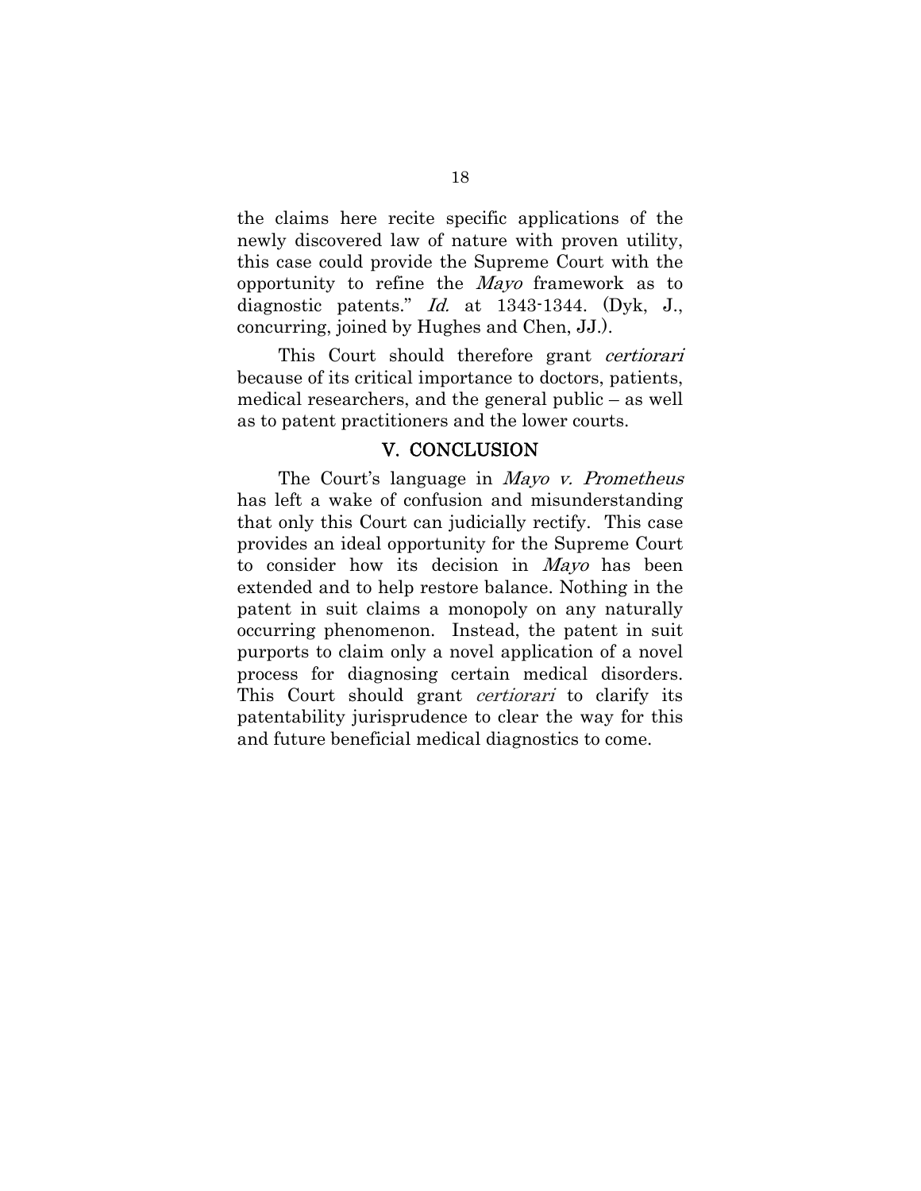the claims here recite specific applications of the newly discovered law of nature with proven utility, this case could provide the Supreme Court with the opportunity to refine the *Mayo* framework as to diagnostic patents." *Id.* at 1343-1344. (Dyk, J., concurring, joined by Hughes and Chen, JJ.).

This Court should therefore grant *certiorari* because of its critical importance to doctors, patients, medical researchers, and the general public – as well as to patent practitioners and the lower courts.

## V. CONCLUSION

The Court's language in *Mayo v. Prometheus* has left a wake of confusion and misunderstanding that only this Court can judicially rectify. This case provides an ideal opportunity for the Supreme Court to consider how its decision in *Mayo* has been extended and to help restore balance. Nothing in the patent in suit claims a monopoly on any naturally occurring phenomenon. Instead, the patent in suit purports to claim only a novel application of a novel process for diagnosing certain medical disorders. This Court should grant *certiorari* to clarify its patentability jurisprudence to clear the way for this and future beneficial medical diagnostics to come.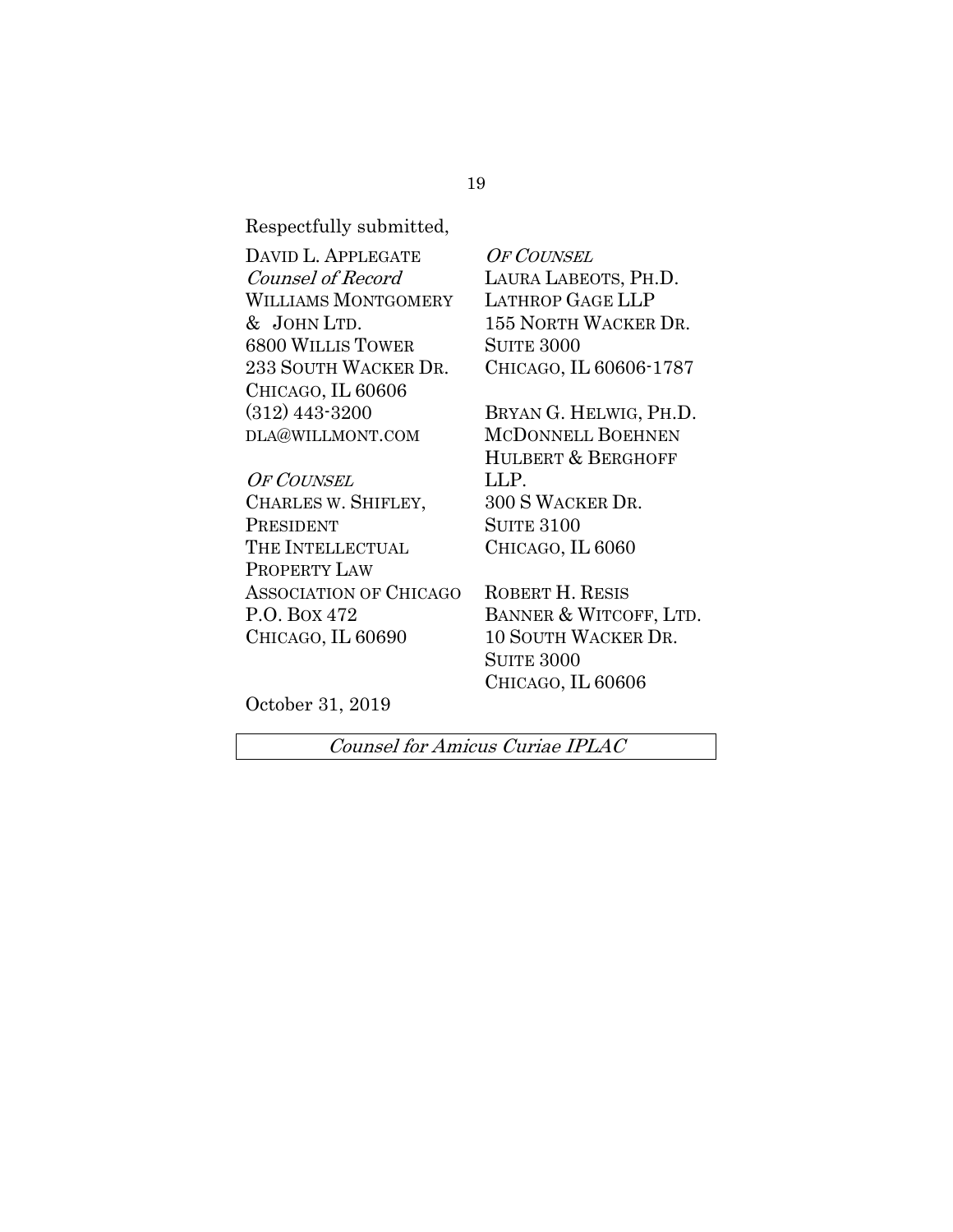Respectfully submitted,

DAVID L. APPLEGATE
*Counsel of Record*
WILLIAMS MONTGOMERY & JOHN LTD.
6800 WILLIS TOWER
233 SOUTH WACKER DR.
CHICAGO, IL 60606
(312) 443-3200
DLA@WILLMONT.COM

*OF COUNSEL*
CHARLES W. SHIFLEY, PRESIDENT
THE INTELLECTUAL PROPERTY LAW ASSOCIATION OF CHICAGO
P.O. BOX 472
CHICAGO, IL 60690

*OF COUNSEL*
LAURA LABEOTS, PH.D.
LATHROP GAGE LLP
155 NORTH WACKER DR.
SUITE 3000
CHICAGO, IL 60606-1787

BRYAN G. HELWIG, PH.D.
MCDONNELL BOEHNEN HULBERT & BERGHOFF LLP.
300 S WACKER DR.
SUITE 3100
CHICAGO, IL 6060

ROBERT H. RESIS
BANNER & WITCOFF, LTD.
10 SOUTH WACKER DR.
SUITE 3000
CHICAGO, IL 60606

October 31, 2019

*Counsel for Amicus Curiae IPLAC*